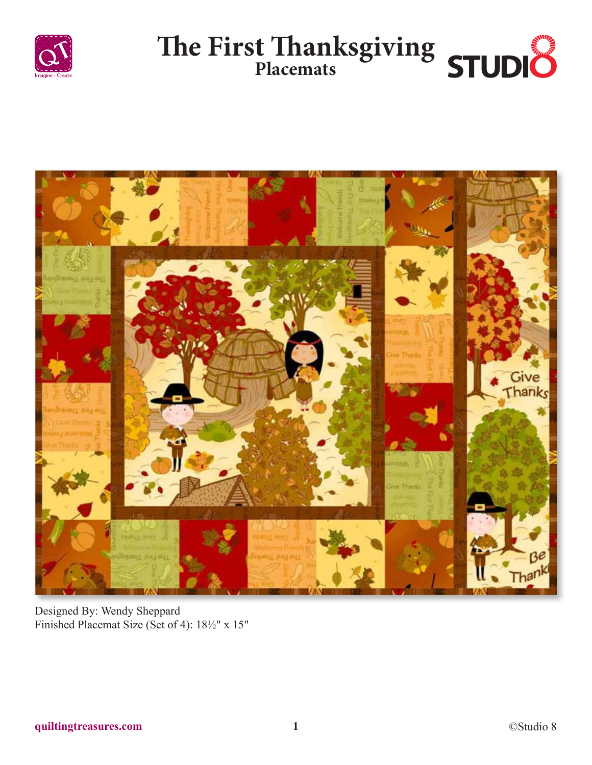# The First Thanksgiving

## Placemats

Designed By: Wendy Sheppard

Finished Placemat Size (Set of 4): 18½" x 15"

quiltingtreasures.com

©Studio 8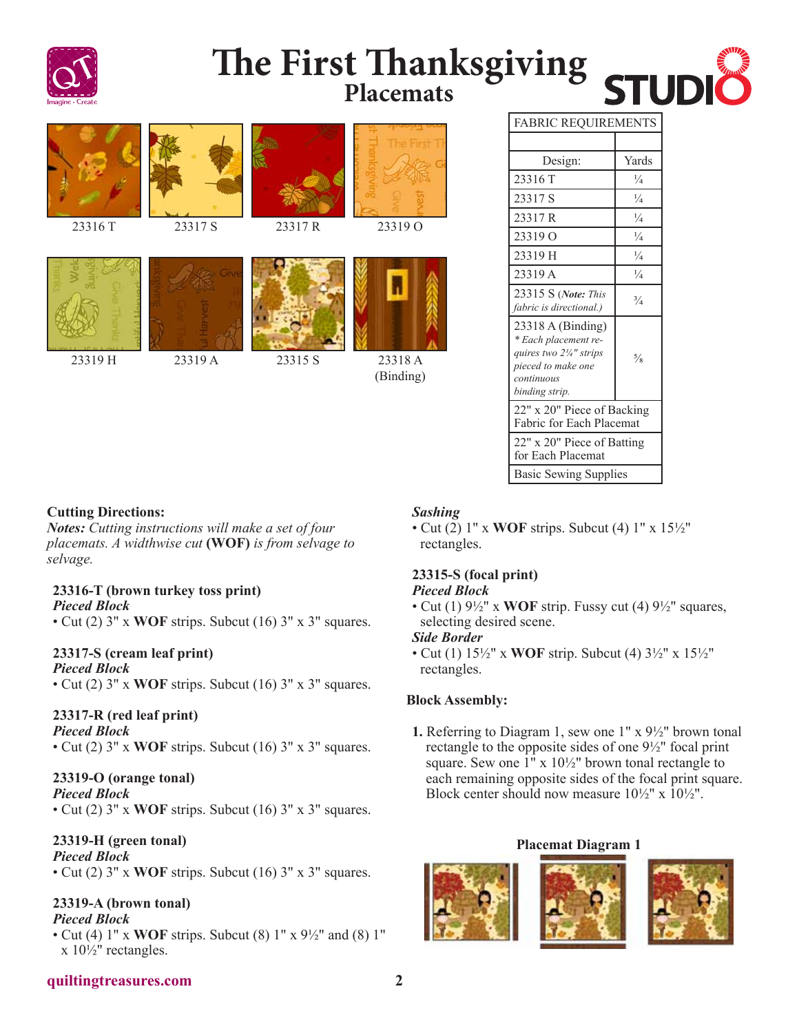# The First Thanksgiving
## Placemats

23316 T

23317 S

23317 R

23319 O

23319 H

23319 A

23315 S

23318 A (Binding)

| FABRIC REQUIREMENTS | |
|---|---|
| | |
| Design: | Yards |
| 23316 T | ¼ |
| 23317 S | ¼ |
| 23317 R | ¼ |
| 23319 O | ¼ |
| 23319 H | ¼ |
| 23319 A | ¼ |
| 23315 S (***Note:** This fabric is directional.*) | ¾ |
| 23318 A (Binding) *\* Each placement requires two 2¼" strips pieced to make one continuous binding strip.* | ⅝ |
| 22" x 20" Piece of Backing Fabric for Each Placemat | |
| 22" x 20" Piece of Batting for Each Placemat | |
| Basic Sewing Supplies | |

**Cutting Directions:**

***Notes:** Cutting instructions will make a set of four placemats. A widthwise cut* **(WOF)** *is from selvage to selvage.*

**23316-T (brown turkey toss print)**
***Pieced Block***
- Cut (2) 3" x **WOF** strips. Subcut (16) 3" x 3" squares.

**23317-S (cream leaf print)**
***Pieced Block***
- Cut (2) 3" x **WOF** strips. Subcut (16) 3" x 3" squares.

**23317-R (red leaf print)**
***Pieced Block***
- Cut (2) 3" x **WOF** strips. Subcut (16) 3" x 3" squares.

**23319-O (orange tonal)**
***Pieced Block***
- Cut (2) 3" x **WOF** strips. Subcut (16) 3" x 3" squares.

**23319-H (green tonal)**
***Pieced Block***
- Cut (2) 3" x **WOF** strips. Subcut (16) 3" x 3" squares.

**23319-A (brown tonal)**
***Pieced Block***
- Cut (4) 1" x **WOF** strips. Subcut (8) 1" x 9½" and (8) 1" x 10½" rectangles.

***Sashing***
- Cut (2) 1" x **WOF** strips. Subcut (4) 1" x 15½" rectangles.

**23315-S (focal print)**
***Pieced Block***
- Cut (1) 9½" x **WOF** strip. Fussy cut (4) 9½" squares, selecting desired scene.

***Side Border***
- Cut (1) 15½" x **WOF** strip. Subcut (4) 3½" x 15½" rectangles.

**Block Assembly:**

1. Referring to Diagram 1, sew one 1" x 9½" brown tonal rectangle to the opposite sides of one 9½" focal print square. Sew one 1" x 10½" brown tonal rectangle to each remaining opposite sides of the focal print square. Block center should now measure 10½" x 10½".

**Placemat Diagram 1**

quiltingtreasures.com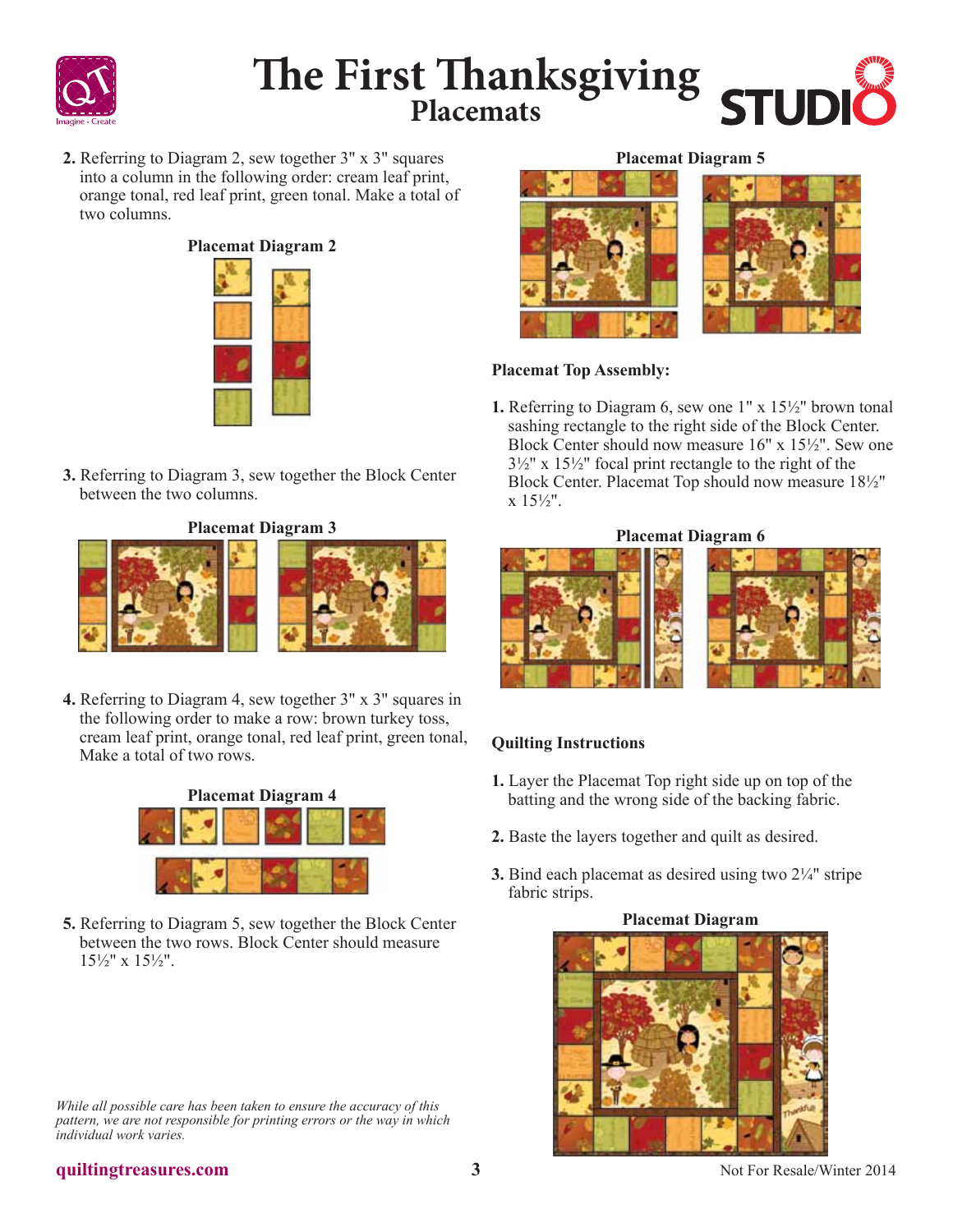2. Referring to Diagram 2, sew together 3" x 3" squares into a column in the following order: cream leaf print, orange tonal, red leaf print, green tonal. Make a total of two columns.

**Placemat Diagram 2**

3. Referring to Diagram 3, sew together the Block Center between the two columns.

**Placemat Diagram 3**

4. Referring to Diagram 4, sew together 3" x 3" squares in the following order to make a row: brown turkey toss, cream leaf print, orange tonal, red leaf print, green tonal, Make a total of two rows.

**Placemat Diagram 4**

5. Referring to Diagram 5, sew together the Block Center between the two rows. Block Center should measure 15½" x 15½".

**Placemat Diagram 5**

**Placemat Top Assembly:**

1. Referring to Diagram 6, sew one 1" x 15½" brown tonal sashing rectangle to the right side of the Block Center. Block Center should now measure 16" x 15½". Sew one 3½" x 15½" focal print rectangle to the right of the Block Center. Placemat Top should now measure 18½" x 15½".

**Placemat Diagram 6**

**Quilting Instructions**

1. Layer the Placemat Top right side up on top of the batting and the wrong side of the backing fabric.

2. Baste the layers together and quilt as desired.

3. Bind each placemat as desired using two 2¼" stripe fabric strips.

**Placemat Diagram**

*While all possible care has been taken to ensure the accuracy of this pattern, we are not responsible for printing errors or the way in which individual work varies.*